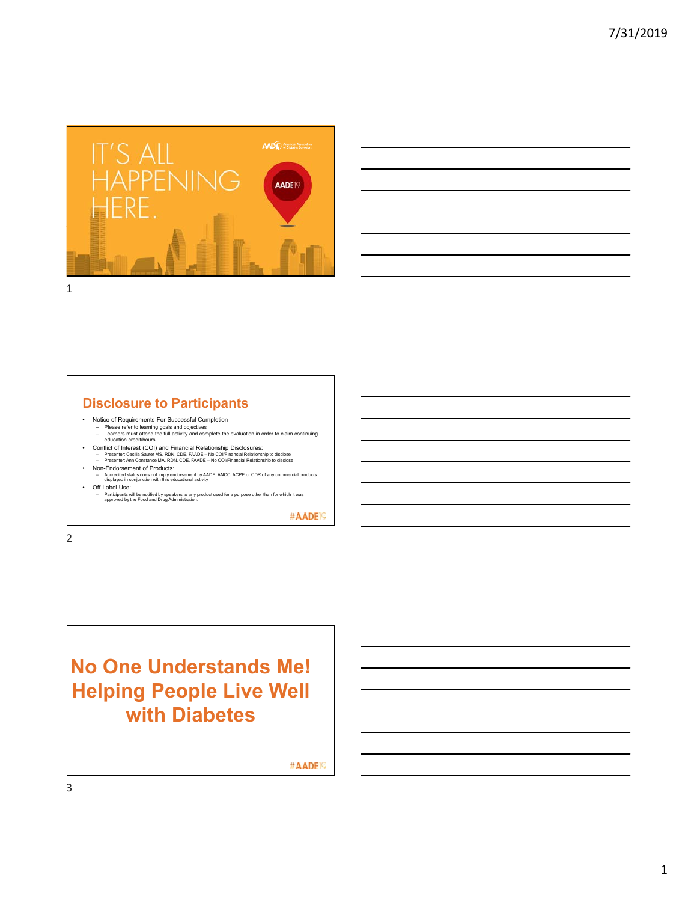IT'S ALL HAPPENING HERE.

AADE19

## Disclosure to Participants

- Notice of Requirements For Successful Completion
  - Please refer to learning goals and objectives
  - Learners must attend the full activity and complete the evaluation in order to claim continuing education credit/hours
- Conflict of Interest (COI) and Financial Relationship Disclosures:
  - Presenter: Cecilia Sauter MS, RDN, CDE, FAADE – No COI/Financial Relationship to disclose
  - Presenter: Ann Constance MA, RDN, CDE, FAADE – No COI/Financial Relationship to disclose
- Non-Endorsement of Products:
  - Accredited status does not imply endorsement by AADE, ANCC, ACPE or CDR of any commercial products displayed in conjunction with this educational activity
- Off-Label Use:
  - Participants will be notified by speakers to any product used for a purpose other than for which it was approved by the Food and Drug Administration.

#AADE19

# No One Understands Me! Helping People Live Well with Diabetes

#AADE19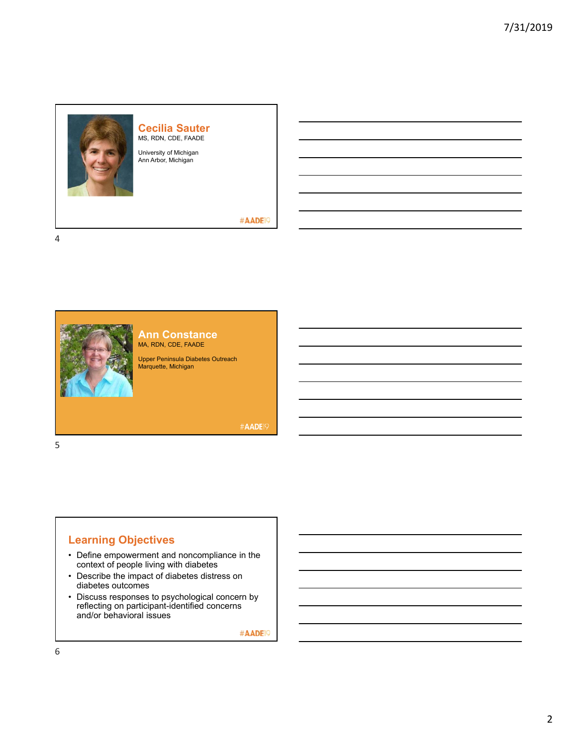## Cecilia Sauter

MS, RDN, CDE, FAADE

University of Michigan
Ann Arbor, Michigan

#AADE19

## Ann Constance

MA, RDN, CDE, FAADE

Upper Peninsula Diabetes Outreach
Marquette, Michigan

#AADE19

## Learning Objectives

- Define empowerment and noncompliance in the context of people living with diabetes
- Describe the impact of diabetes distress on diabetes outcomes
- Discuss responses to psychological concern by reflecting on participant-identified concerns and/or behavioral issues

#AADE19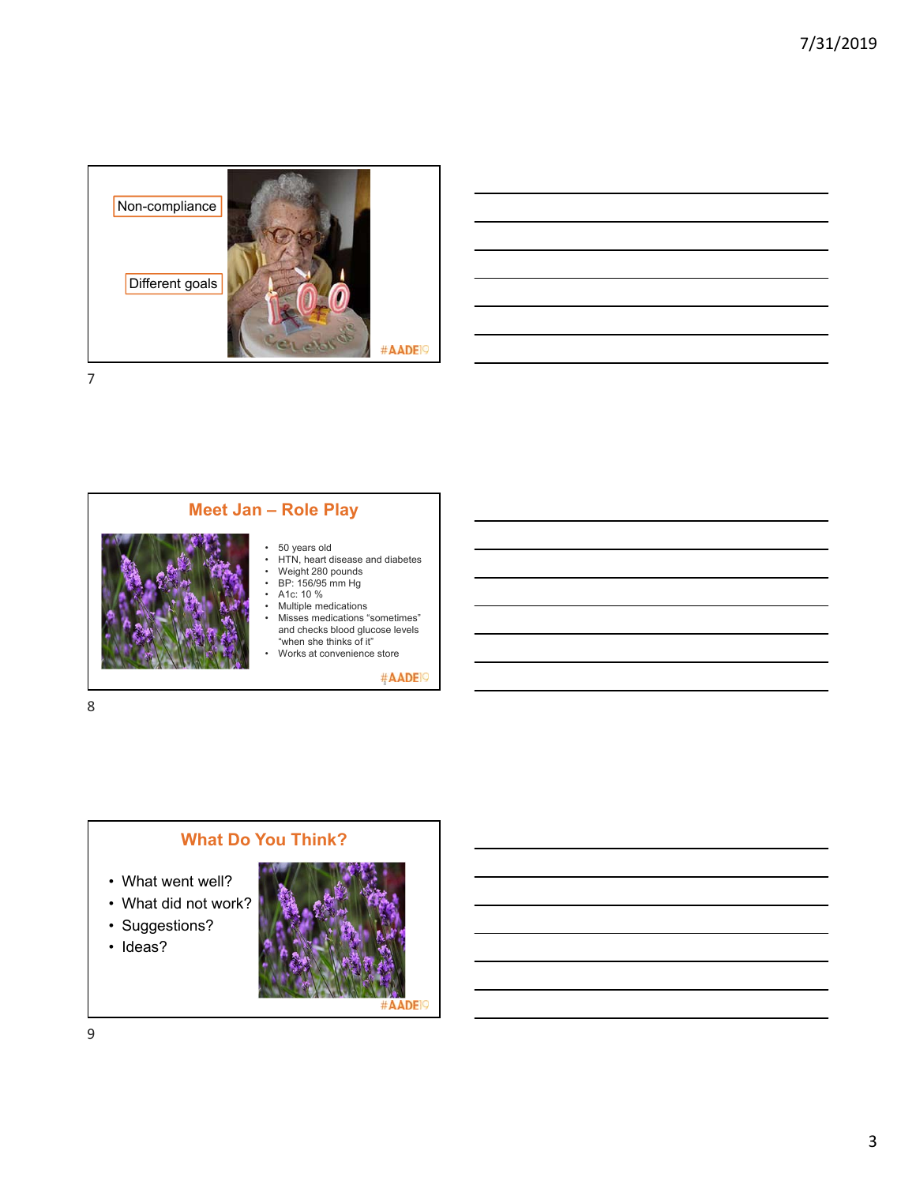Non-compliance

Different goals

#AADE19

## Meet Jan – Role Play

- 50 years old
- HTN, heart disease and diabetes
- Weight 280 pounds
- BP: 156/95 mm Hg
- A1c: 10 %
- Multiple medications
- Misses medications "sometimes" and checks blood glucose levels "when she thinks of it"
- Works at convenience store

#AADE19

## What Do You Think?

- What went well?
- What did not work?
- Suggestions?
- Ideas?

#AADE19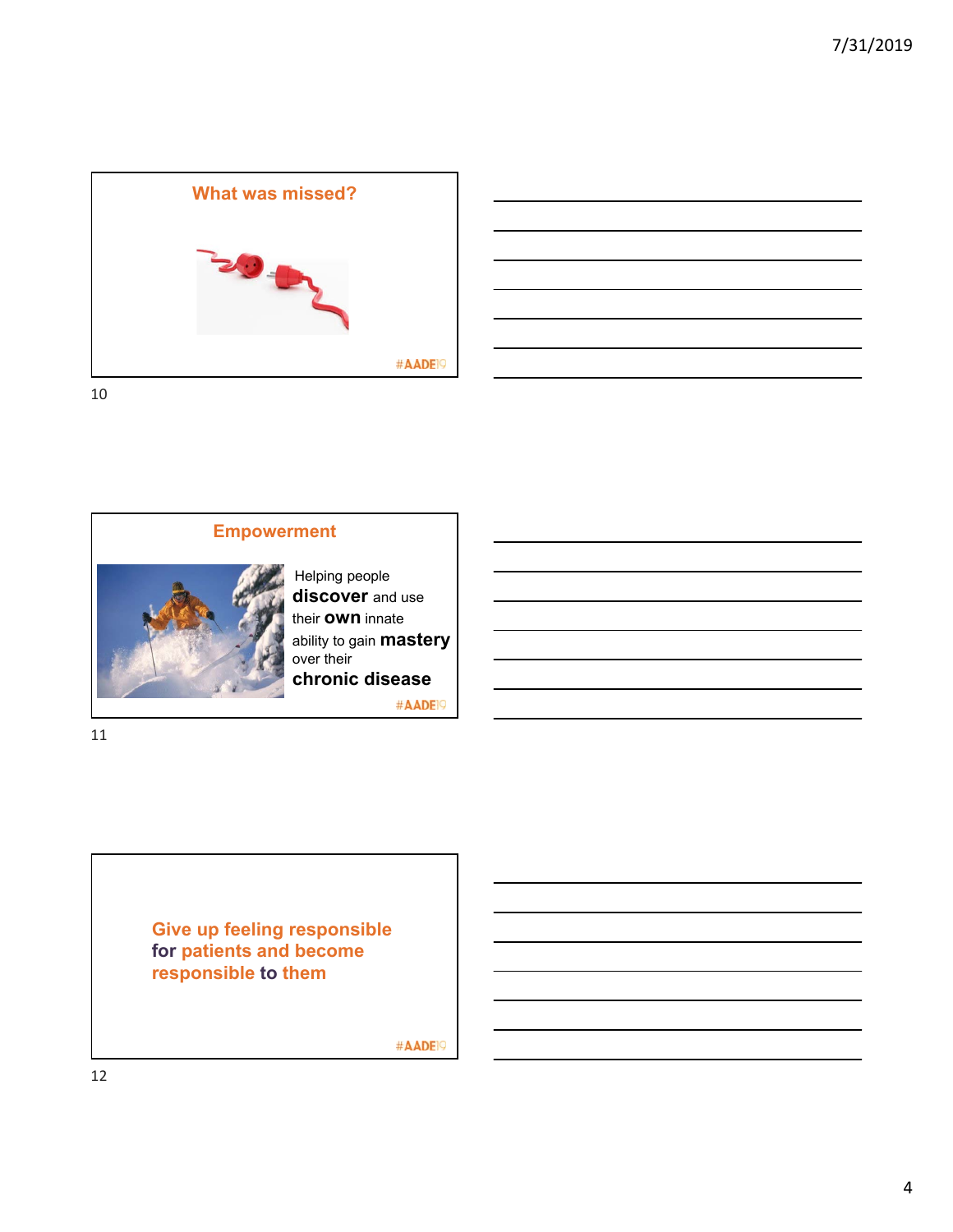## What was missed?

#AADE19

## Empowerment

Helping people **discover** and use their **own** innate ability to gain **mastery** over their **chronic disease**

#AADE19

**Give up feeling responsible for patients and become responsible to them**

#AADE19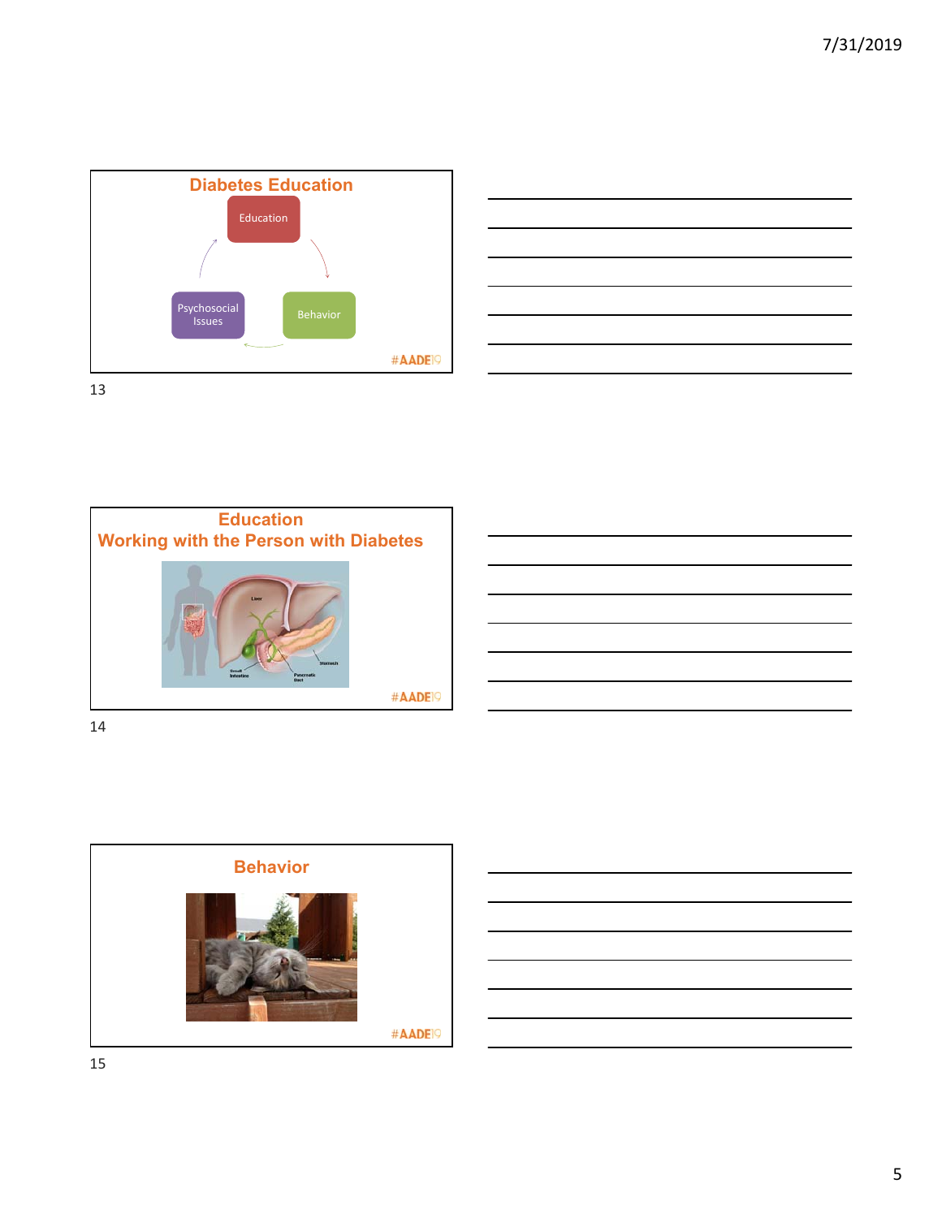## Diabetes Education

Education

Behavior

Psychosocial Issues

#AADE19

## Education
## Working with the Person with Diabetes

Liver

Small Intestine

Pancreatic Duct

Stomach

#AADE19

## Behavior

#AADE19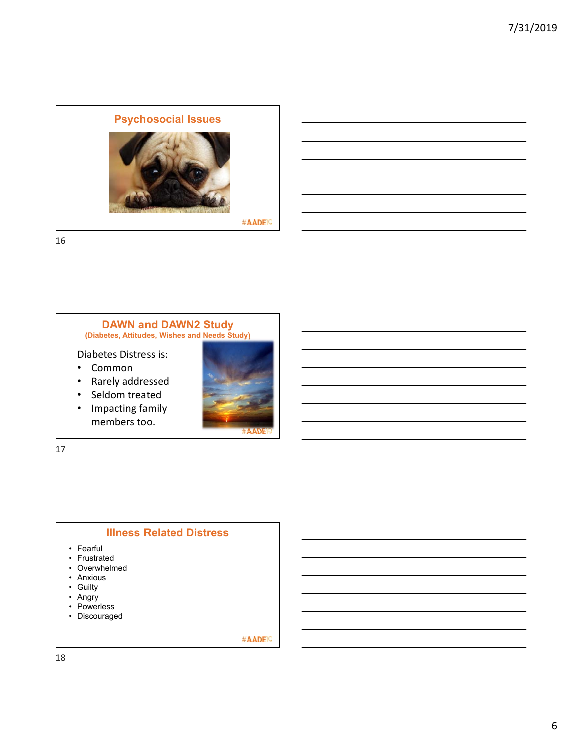## Psychosocial Issues

#AADE19

## DAWN and DAWN2 Study

**(Diabetes, Attitudes, Wishes and Needs Study)**

Diabetes Distress is:

- Common
- Rarely addressed
- Seldom treated
- Impacting family members too.

#AADE19

## Illness Related Distress

- Fearful
- Frustrated
- Overwhelmed
- Anxious
- Guilty
- Angry
- Powerless
- Discouraged

#AADE19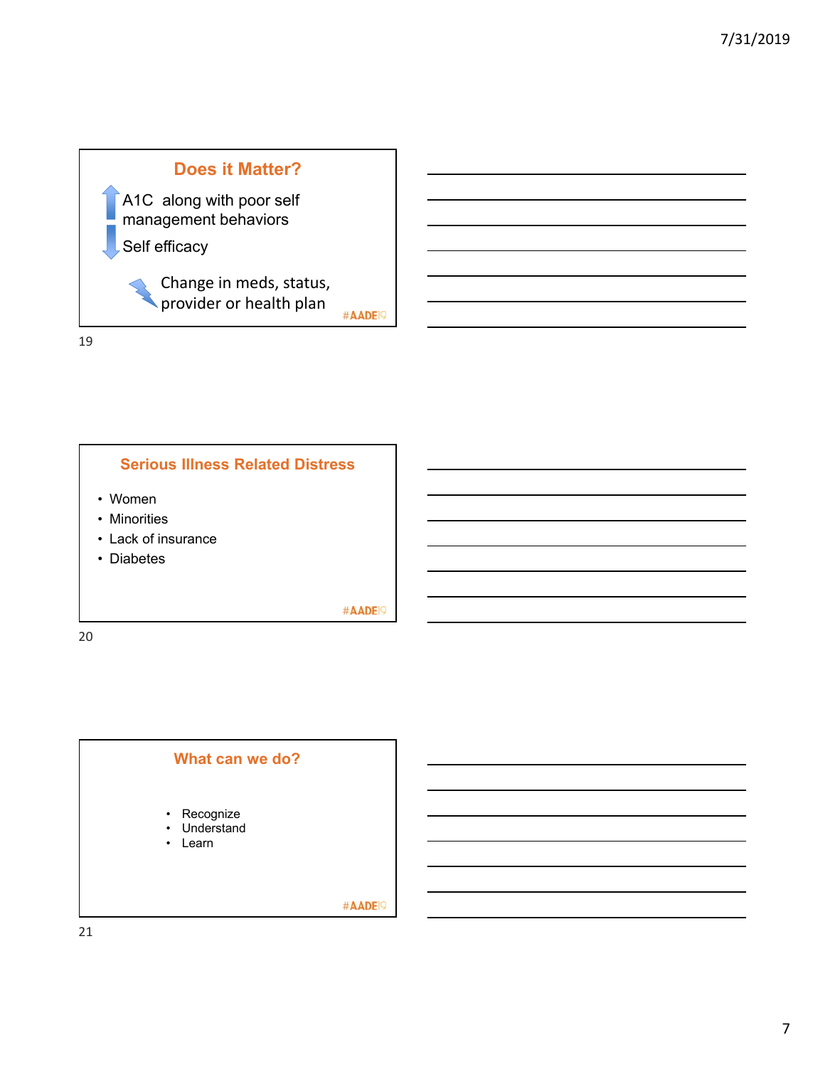## Does it Matter?

- ↑ A1C along with poor self management behaviors
- ↓ Self efficacy

Change in meds, status, provider or health plan

#AADE19

## Serious Illness Related Distress

- Women
- Minorities
- Lack of insurance
- Diabetes

#AADE19

## What can we do?

- Recognize
- Understand
- Learn

#AADE19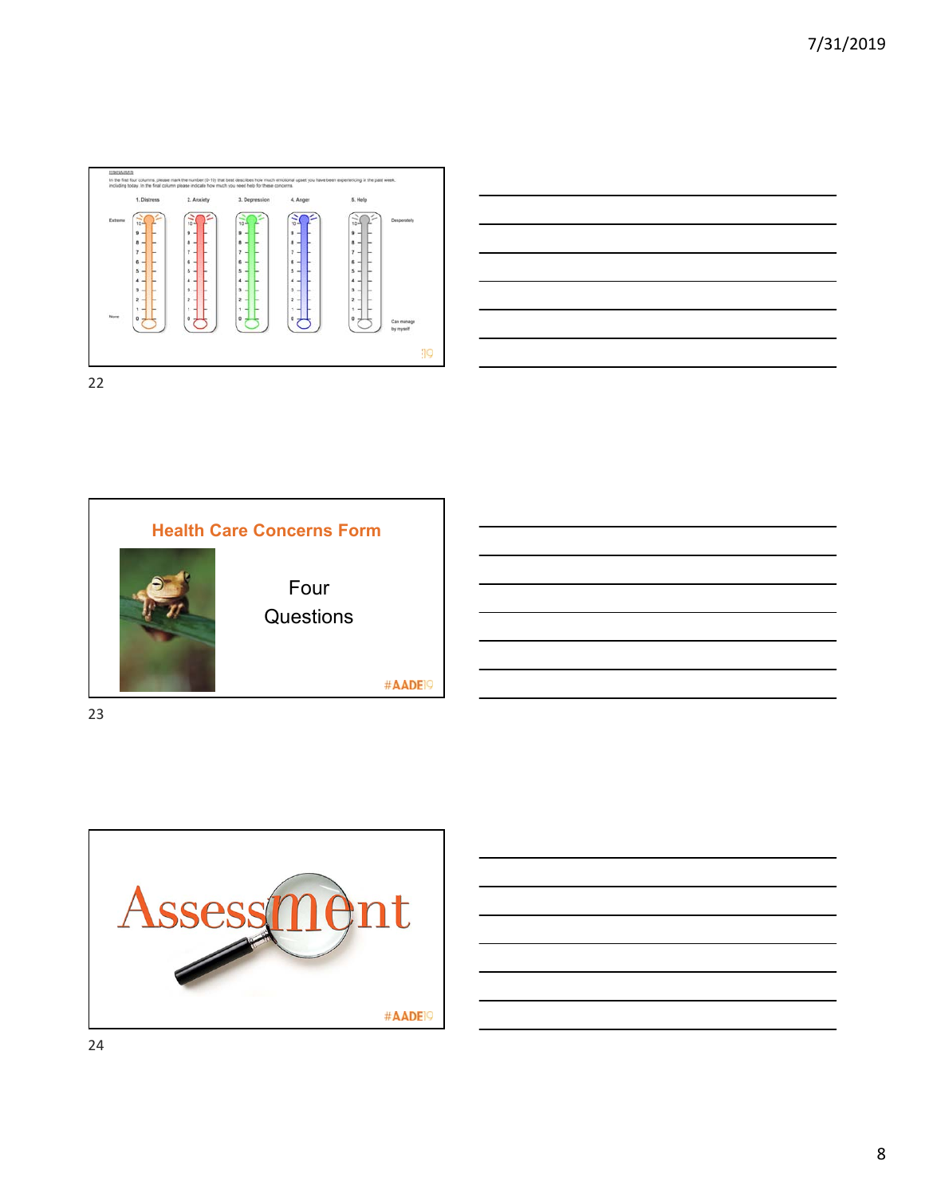Instructions

In the first four columns, please mark the number (0-10) that best describes how much emotional upset you have been experiencing in the past week, including today. In the final column please indicate how much you need help for these concerns.

| | 1. Distress | 2. Anxiety | 3. Depression | 4. Anger | 5. Help | |
|---|---|---|---|---|---|---|
| Extreme | 10 | 10 | 10 | 10 | 10 | Desperately |
| | 9 | 9 | 9 | 9 | 9 | |
| | 8 | 8 | 8 | 8 | 8 | |
| | 7 | 7 | 7 | 7 | 7 | |
| | 6 | 6 | 6 | 6 | 6 | |
| | 5 | 5 | 5 | 5 | 5 | |
| | 4 | 4 | 4 | 4 | 4 | |
| | 3 | 3 | 3 | 3 | 3 | |
| | 2 | 2 | 2 | 2 | 2 | |
| | 1 | 1 | 1 | 1 | 1 | |
| None | 0 | 0 | 0 | 0 | 0 | Can manage by myself |

## Health Care Concerns Form

Four Questions

#AADE19

# Assessment

#AADE19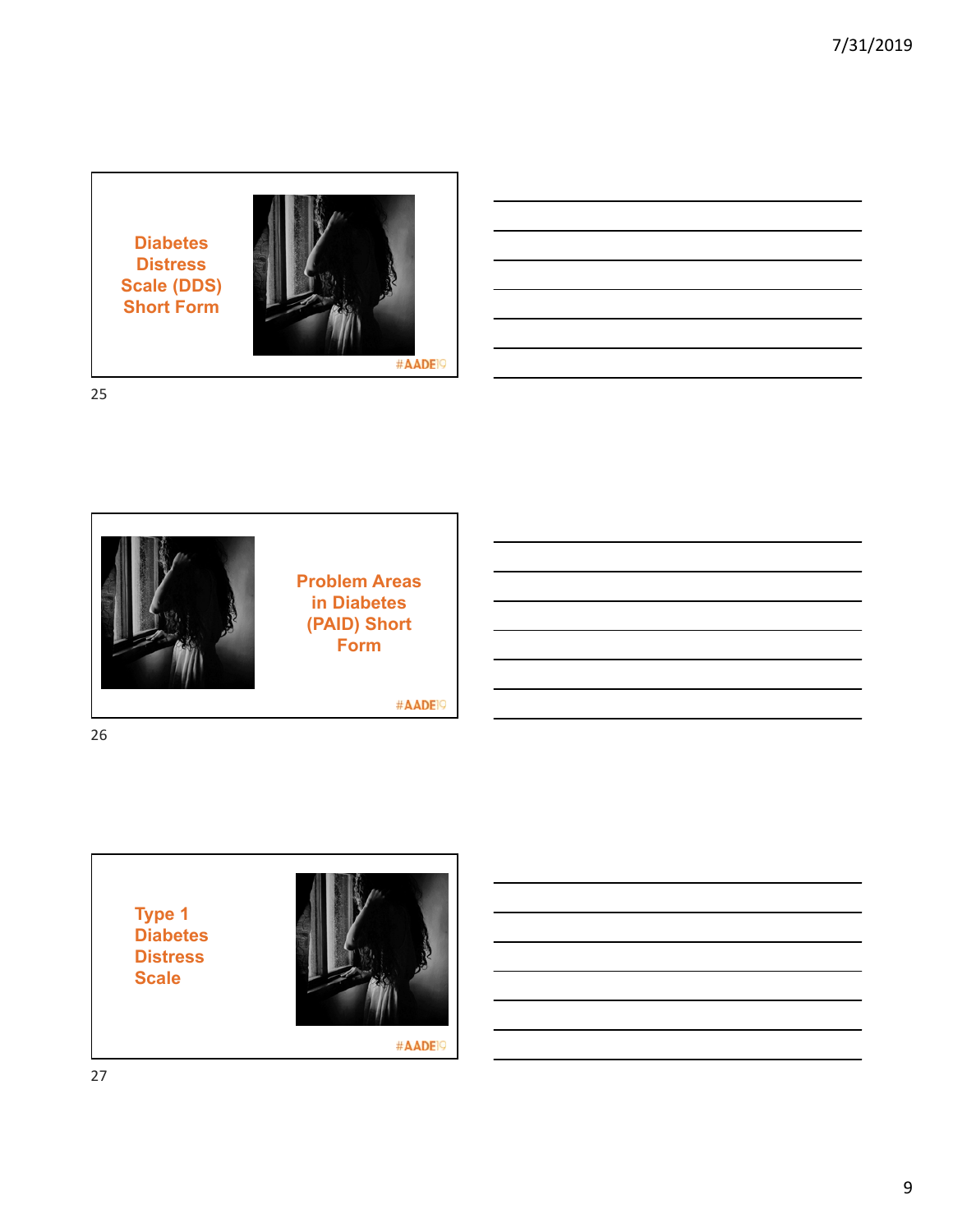## Diabetes Distress Scale (DDS) Short Form

#AADE19

## Problem Areas in Diabetes (PAID) Short Form

#AADE19

## Type 1 Diabetes Distress Scale

#AADE19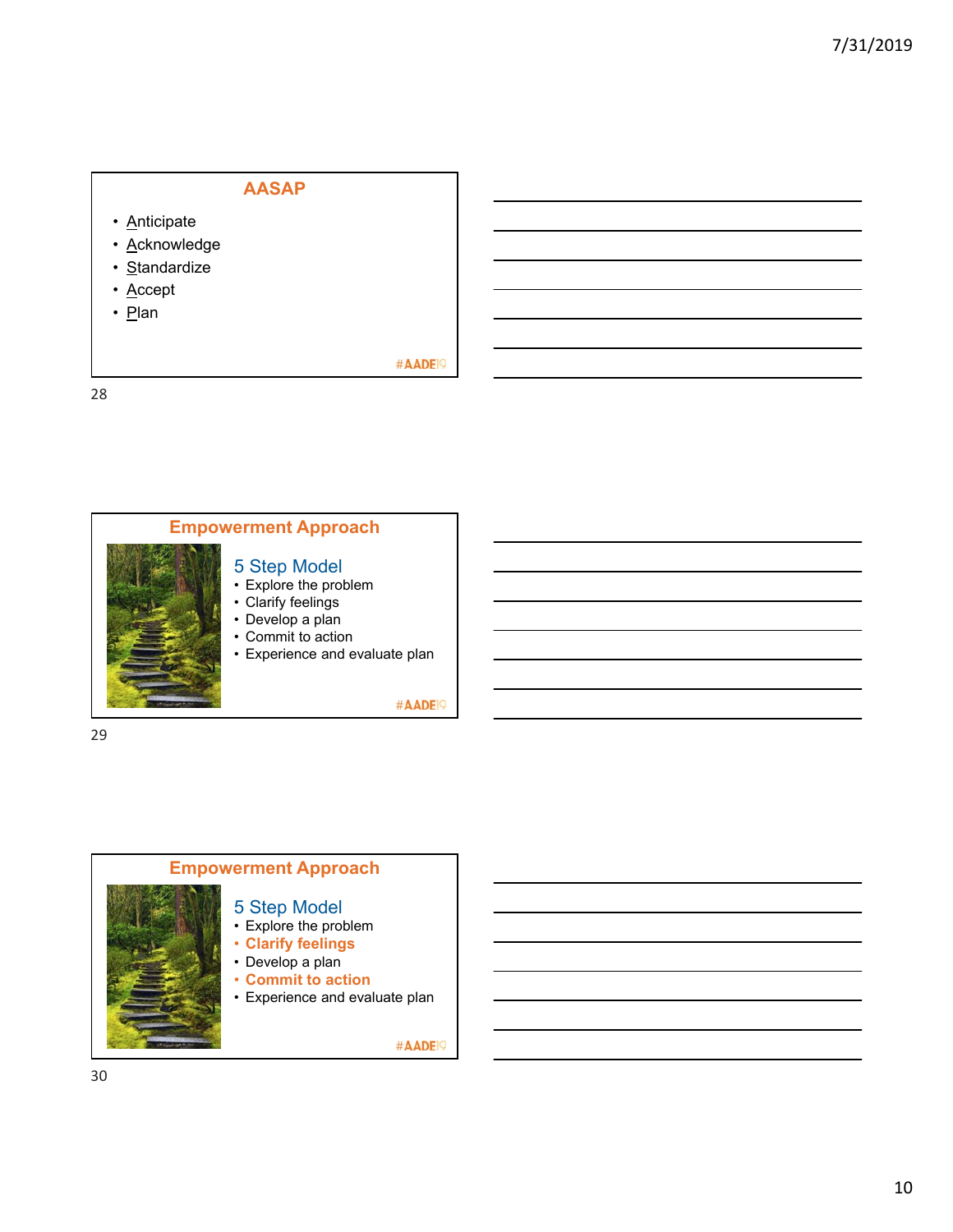## AASAP

- Anticipate
- Acknowledge
- Standardize
- Accept
- Plan

#AADE19

## Empowerment Approach

### 5 Step Model

- Explore the problem
- Clarify feelings
- Develop a plan
- Commit to action
- Experience and evaluate plan

#AADE19

## Empowerment Approach

### 5 Step Model

- Explore the problem
- **Clarify feelings**
- Develop a plan
- **Commit to action**
- Experience and evaluate plan

#AADE19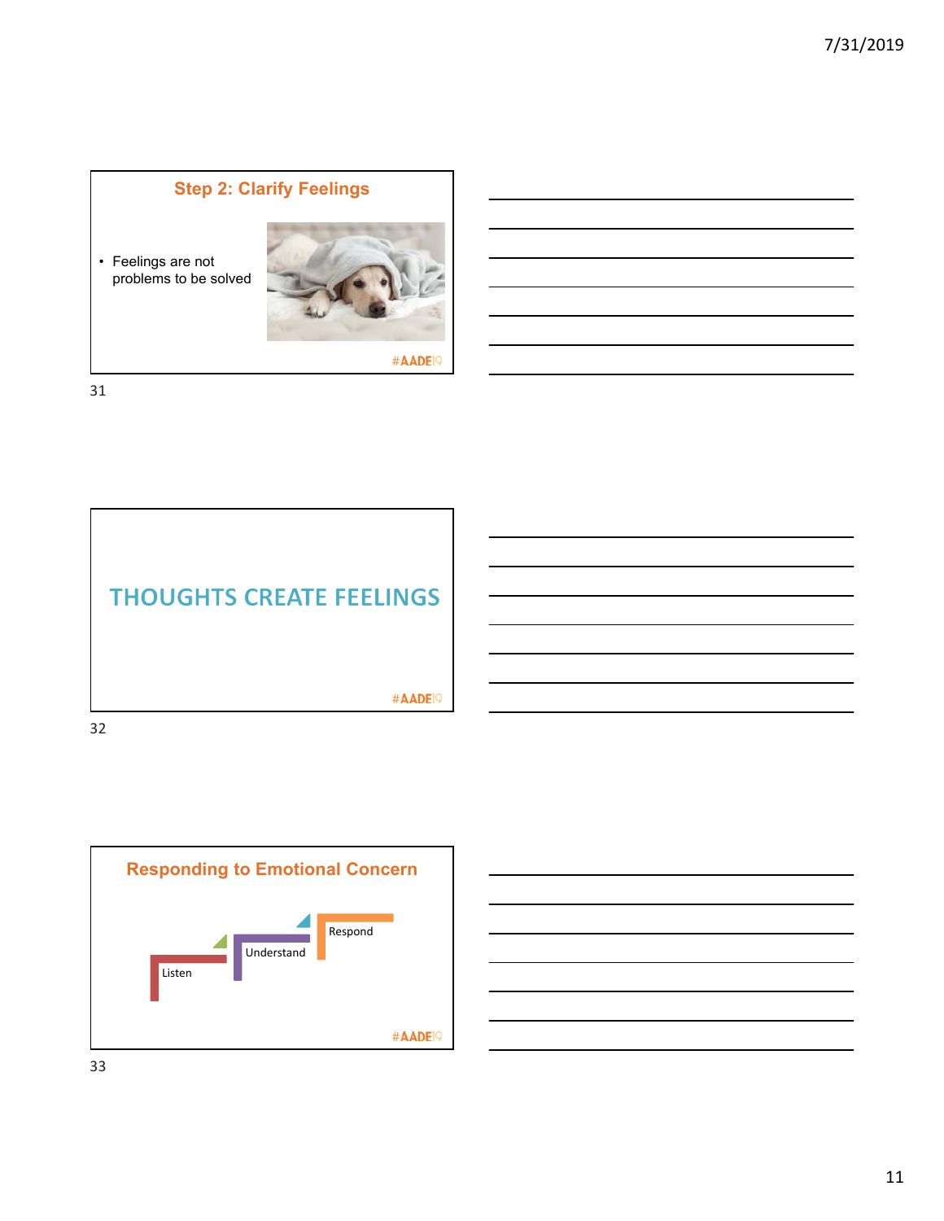## Step 2: Clarify Feelings

- Feelings are not problems to be solved

#AADE19

## THOUGHTS CREATE FEELINGS

#AADE19

## Responding to Emotional Concern

Listen

Understand

Respond

#AADE19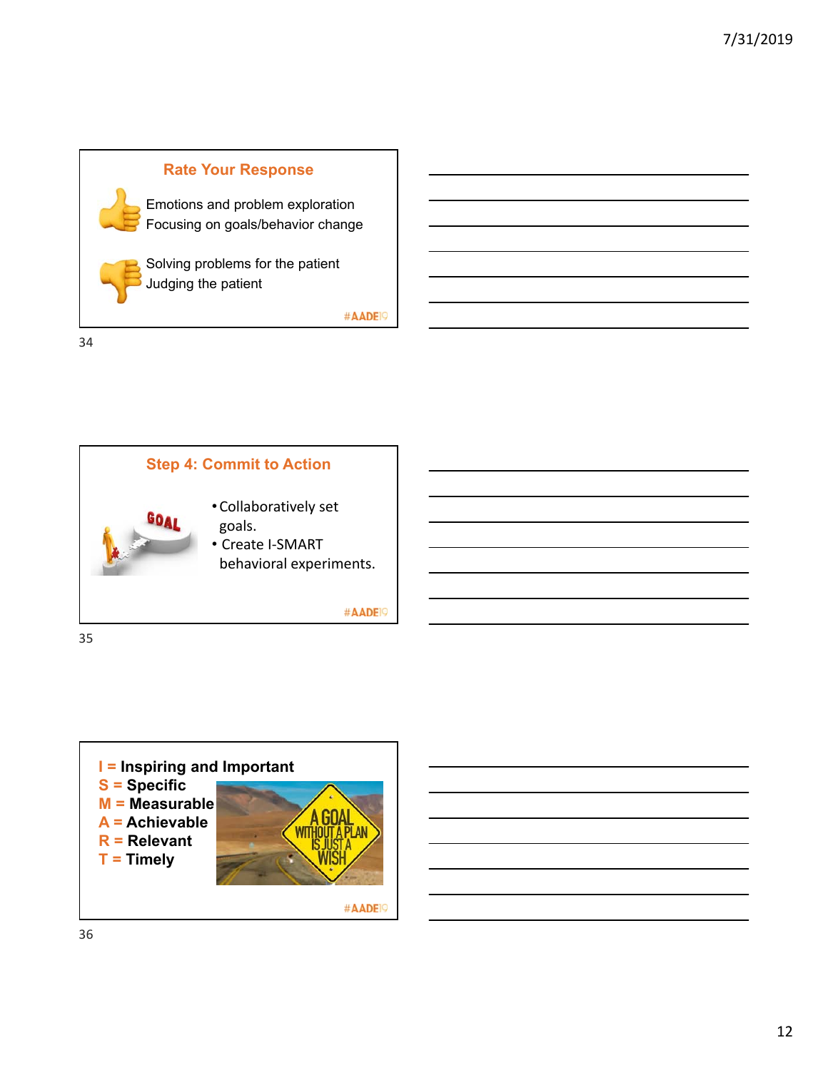## Rate Your Response

Emotions and problem exploration
Focusing on goals/behavior change

Solving problems for the patient
Judging the patient

#AADE19

## Step 4: Commit to Action

- Collaboratively set goals.
- Create I-SMART behavioral experiments.

#AADE19

**I = Inspiring and Important**
**S = Specific**
**M = Measurable**
**A = Achievable**
**R = Relevant**
**T = Timely**

A GOAL WITHOUT A PLAN IS JUST A WISH

#AADE19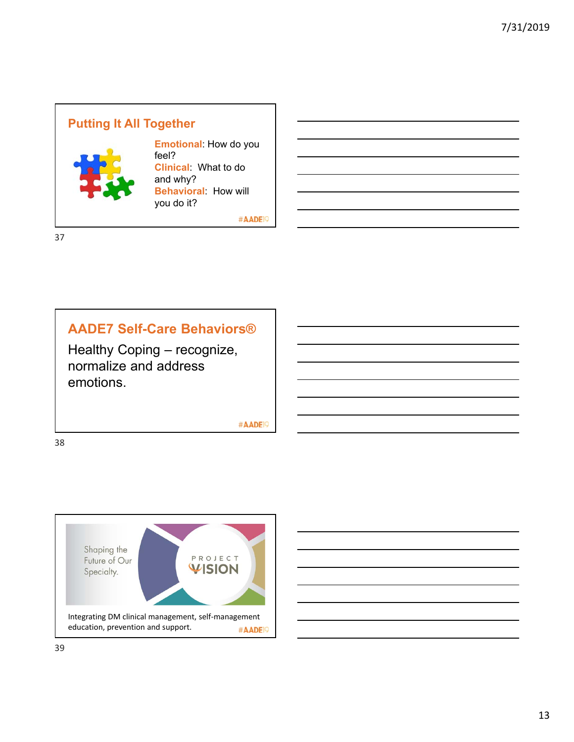## Putting It All Together

**Emotional**: How do you feel?
**Clinical**: What to do and why?
**Behavioral**: How will you do it?

#AADE19

## AADE7 Self-Care Behaviors®

Healthy Coping – recognize, normalize and address emotions.

#AADE19

Shaping the Future of Our Specialty.

PROJECT VISION

Integrating DM clinical management, self-management education, prevention and support.

#AADE19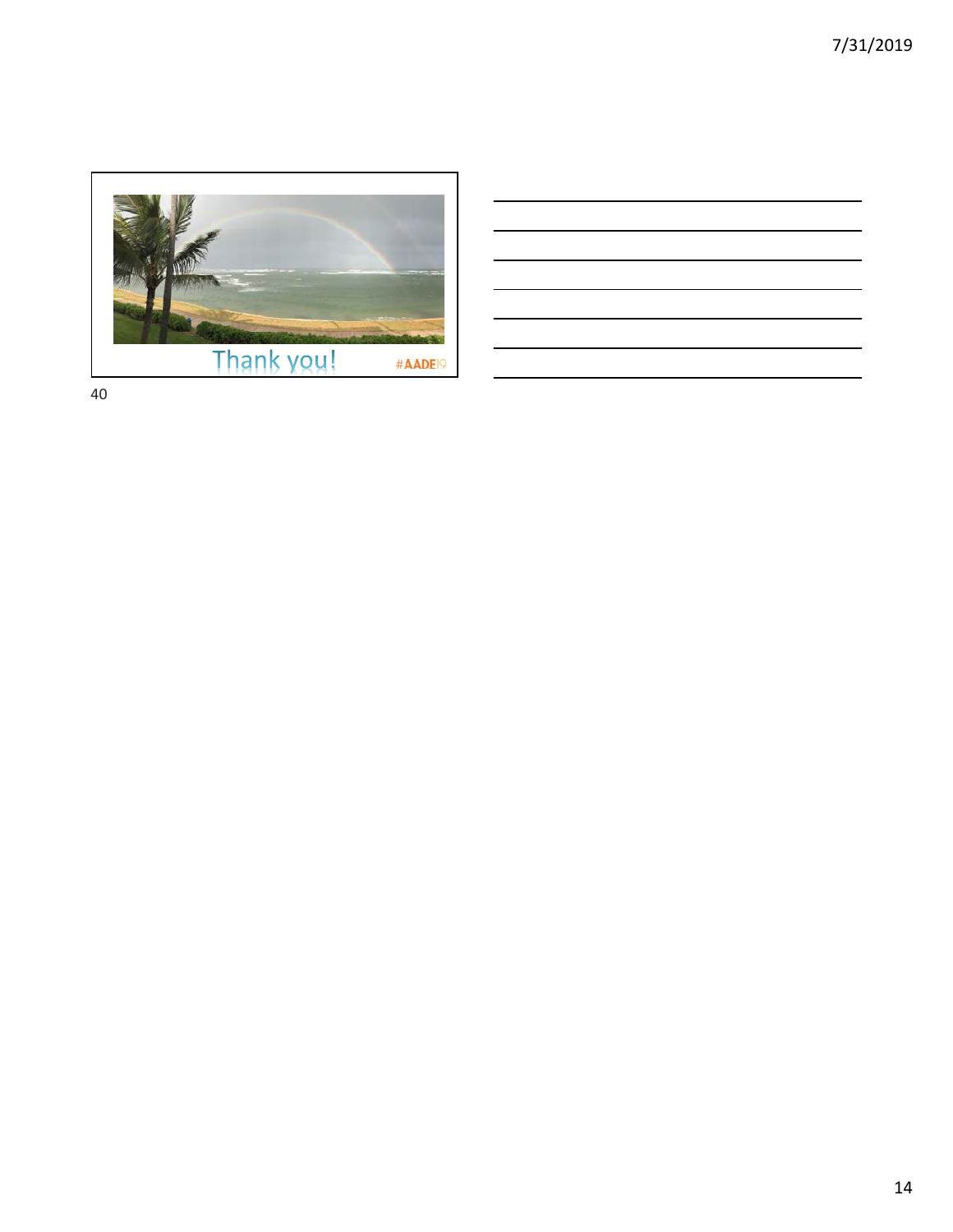Thank you!

#AADE19